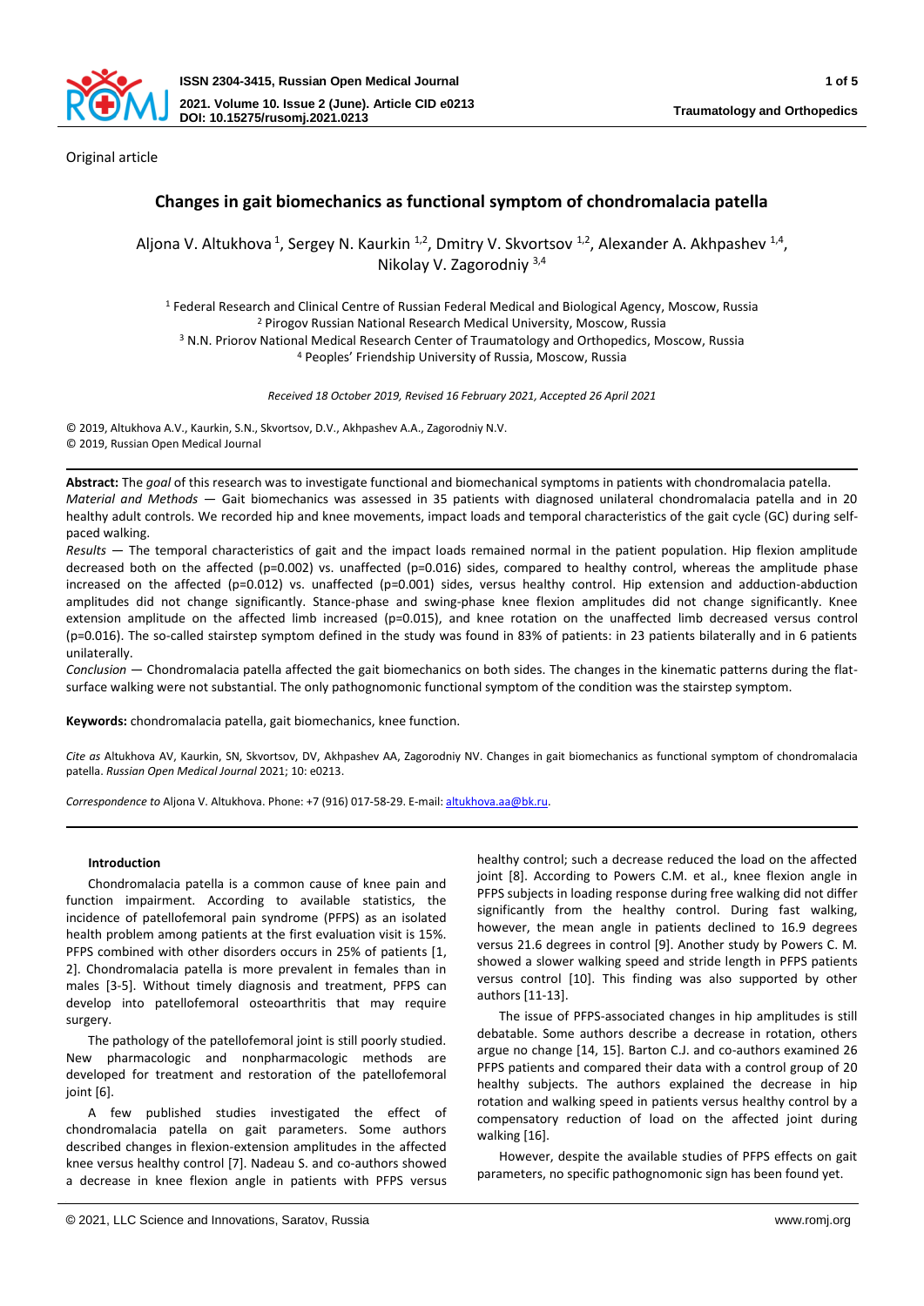Original article

# Changes in gait biomechanics as functional symptom of chondromalacia patella

Aljona V. Altukhova [1], Sergey N. Kaurkin [1,2], Dmitry V. Skvortsov [1,2], Alexander A. Akhpashev [1,4], Nikolay V. Zagorodniy [3,4]

[1] Federal Research and Clinical Centre of Russian Federal Medical and Biological Agency, Moscow, Russia
[2] Pirogov Russian National Research Medical University, Moscow, Russia
[3] N.N. Priorov National Medical Research Center of Traumatology and Orthopedics, Moscow, Russia
[4] Peoples' Friendship University of Russia, Moscow, Russia

*Received 18 October 2019, Revised 16 February 2021, Accepted 26 April 2021*

© 2019, Altukhova A.V., Kaurkin, S.N., Skvortsov, D.V., Akhpashev A.A., Zagorodniy N.V.
© 2019, Russian Open Medical Journal

**Abstract:** The *goal* of this research was to investigate functional and biomechanical symptoms in patients with chondromalacia patella.
*Material and Methods* — Gait biomechanics was assessed in 35 patients with diagnosed unilateral chondromalacia patella and in 20 healthy adult controls. We recorded hip and knee movements, impact loads and temporal characteristics of the gait cycle (GC) during self-paced walking.
*Results* — The temporal characteristics of gait and the impact loads remained normal in the patient population. Hip flexion amplitude decreased both on the affected (p=0.002) vs. unaffected (p=0.016) sides, compared to healthy control, whereas the amplitude phase increased on the affected (p=0.012) vs. unaffected (p=0.001) sides, versus healthy control. Hip extension and adduction-abduction amplitudes did not change significantly. Stance-phase and swing-phase knee flexion amplitudes did not change significantly. Knee extension amplitude on the affected limb increased (p=0.015), and knee rotation on the unaffected limb decreased versus control (p=0.016). The so-called stairstep symptom defined in the study was found in 83% of patients: in 23 patients bilaterally and in 6 patients unilaterally.
*Conclusion* — Chondromalacia patella affected the gait biomechanics on both sides. The changes in the kinematic patterns during the flat-surface walking were not substantial. The only pathognomonic functional symptom of the condition was the stairstep symptom.

**Keywords:** chondromalacia patella, gait biomechanics, knee function.

*Cite as* Altukhova AV, Kaurkin, SN, Skvortsov, DV, Akhpashev AA, Zagorodniy NV. Changes in gait biomechanics as functional symptom of chondromalacia patella. *Russian Open Medical Journal* 2021; 10: e0213.

*Correspondence to* Aljona V. Altukhova. Phone: +7 (916) 017-58-29. E-mail: altukhova.aa@bk.ru.

## Introduction

Chondromalacia patella is a common cause of knee pain and function impairment. According to available statistics, the incidence of patellofemoral pain syndrome (PFPS) as an isolated health problem among patients at the first evaluation visit is 15%. PFPS combined with other disorders occurs in 25% of patients [1, 2]. Chondromalacia patella is more prevalent in females than in males [3-5]. Without timely diagnosis and treatment, PFPS can develop into patellofemoral osteoarthritis that may require surgery.

The pathology of the patellofemoral joint is still poorly studied. New pharmacologic and nonpharmacologic methods are developed for treatment and restoration of the patellofemoral joint [6].

A few published studies investigated the effect of chondromalacia patella on gait parameters. Some authors described changes in flexion-extension amplitudes in the affected knee versus healthy control [7]. Nadeau S. and co-authors showed a decrease in knee flexion angle in patients with PFPS versus healthy control; such a decrease reduced the load on the affected joint [8]. According to Powers C.M. et al., knee flexion angle in PFPS subjects in loading response during free walking did not differ significantly from the healthy control. During fast walking, however, the mean angle in patients declined to 16.9 degrees versus 21.6 degrees in control [9]. Another study by Powers C. M. showed a slower walking speed and stride length in PFPS patients versus control [10]. This finding was also supported by other authors [11-13].

The issue of PFPS-associated changes in hip amplitudes is still debatable. Some authors describe a decrease in rotation, others argue no change [14, 15]. Barton C.J. and co-authors examined 26 PFPS patients and compared their data with a control group of 20 healthy subjects. The authors explained the decrease in hip rotation and walking speed in patients versus healthy control by a compensatory reduction of load on the affected joint during walking [16].

However, despite the available studies of PFPS effects on gait parameters, no specific pathognomonic sign has been found yet.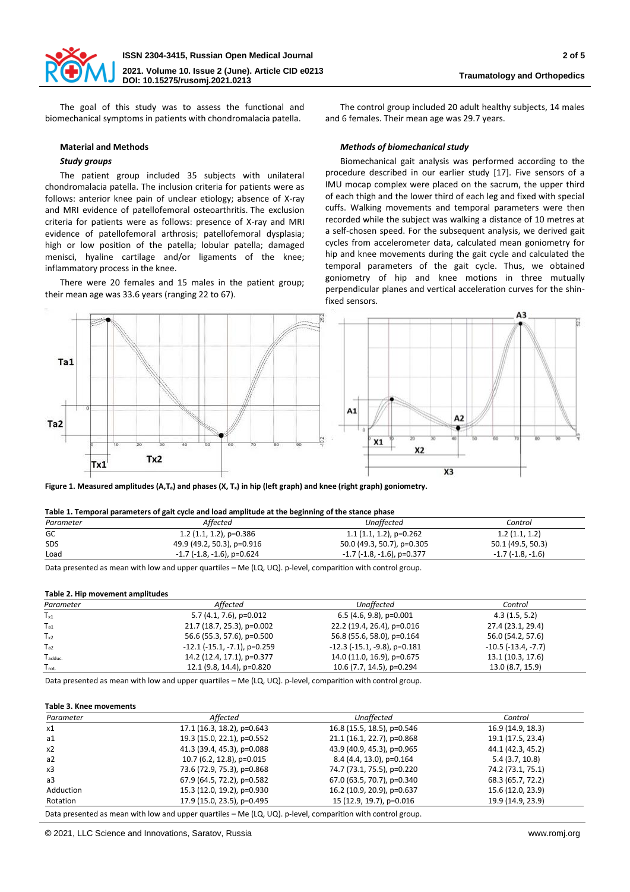The goal of this study was to assess the functional and biomechanical symptoms in patients with chondromalacia patella.

## Material and Methods

### *Study groups*

The patient group included 35 subjects with unilateral chondromalacia patella. The inclusion criteria for patients were as follows: anterior knee pain of unclear etiology; absence of X-ray and MRI evidence of patellofemoral osteoarthritis. The exclusion criteria for patients were as follows: presence of X-ray and MRI evidence of patellofemoral arthrosis; patellofemoral dysplasia; high or low position of the patella; lobular patella; damaged menisci, hyaline cartilage and/or ligaments of the knee; inflammatory process in the knee.

There were 20 females and 15 males in the patient group; their mean age was 33.6 years (ranging 22 to 67).

The control group included 20 adult healthy subjects, 14 males and 6 females. Their mean age was 29.7 years.

### *Methods of biomechanical study*

Biomechanical gait analysis was performed according to the procedure described in our earlier study [17]. Five sensors of a IMU mocap complex were placed on the sacrum, the upper third of each thigh and the lower third of each leg and fixed with special cuffs. Walking movements and temporal parameters were then recorded while the subject was walking a distance of 10 metres at a self-chosen speed. For the subsequent analysis, we derived gait cycles from accelerometer data, calculated mean goniometry for hip and knee movements during the gait cycle and calculated the temporal parameters of the gait cycle. Thus, we obtained goniometry of hip and knee motions in three mutually perpendicular planes and vertical acceleration curves for the shin-fixed sensors.

**Figure 1. Measured amplitudes (A,$T_a$) and phases (X, $T_x$) in hip (left graph) and knee (right graph) goniometry.**

**Table 1. Temporal parameters of gait cycle and load amplitude at the beginning of the stance phase**

| *Parameter* | *Affected* | *Unaffected* | *Control* |
|---|---|---|---|
| GC | 1.2 (1.1, 1.2), p=0.386 | 1.1 (1.1, 1.2), p=0.262 | 1.2 (1.1, 1.2) |
| SDS | 49.9 (49.2, 50.3), p=0.916 | 50.0 (49.3, 50.7), p=0.305 | 50.1 (49.5, 50.3) |
| Load | -1.7 (-1.8, -1.6), p=0.624 | -1.7 (-1.8, -1.6), p=0.377 | -1.7 (-1.8, -1.6) |

Data presented as mean with low and upper quartiles – Me (LQ, UQ). p-level, comparition with control group.

**Table 2. Hip movement amplitudes**

| *Parameter* | *Affected* | *Unaffected* | *Control* |
|---|---|---|---|
| $T_{x1}$ | 5.7 (4.1, 7.6), p=0.012 | 6.5 (4.6, 9.8), p=0.001 | 4.3 (1.5, 5.2) |
| $T_{a1}$ | 21.7 (18.7, 25.3), p=0.002 | 22.2 (19.4, 26.4), p=0.016 | 27.4 (23.1, 29.4) |
| $T_{x2}$ | 56.6 (55.3, 57.6), p=0.500 | 56.8 (55.6, 58.0), p=0.164 | 56.0 (54.2, 57.6) |
| $T_{a2}$ | -12.1 (-15.1, -7.1), p=0.259 | -12.3 (-15.1, -9.8), p=0.181 | -10.5 (-13.4, -7.7) |
| $T_{adduc.}$ | 14.2 (12.4, 17.1), p=0.377 | 14.0 (11.0, 16.9), p=0.675 | 13.1 (10.3, 17.6) |
| $T_{rot.}$ | 12.1 (9.8, 14.4), p=0.820 | 10.6 (7.7, 14.5), p=0.294 | 13.0 (8.7, 15.9) |

Data presented as mean with low and upper quartiles – Me (LQ, UQ). p-level, comparition with control group.

**Table 3. Knee movements**

| *Parameter* | *Affected* | *Unaffected* | *Control* |
|---|---|---|---|
| x1 | 17.1 (16.3, 18.2), p=0.643 | 16.8 (15.5, 18.5), p=0.546 | 16.9 (14.9, 18.3) |
| a1 | 19.3 (15.0, 22.1), p=0.552 | 21.1 (16.1, 22.7), p=0.868 | 19.1 (17.5, 23.4) |
| x2 | 41.3 (39.4, 45.3), p=0.088 | 43.9 (40.9, 45.3), p=0.965 | 44.1 (42.3, 45.2) |
| a2 | 10.7 (6.2, 12.8), p=0.015 | 8.4 (4.4, 13.0), p=0.164 | 5.4 (3.7, 10.8) |
| x3 | 73.6 (72.9, 75.3), p=0.868 | 74.7 (73.1, 75.5), p=0.220 | 74.2 (73.1, 75.1) |
| a3 | 67.9 (64.5, 72.2), p=0.582 | 67.0 (63.5, 70.7), p=0.340 | 68.3 (65.7, 72.2) |
| Adduction | 15.3 (12.0, 19.2), p=0.930 | 16.2 (10.9, 20.9), p=0.637 | 15.6 (12.0, 23.9) |
| Rotation | 17.9 (15.0, 23.5), p=0.495 | 15 (12.9, 19.7), p=0.016 | 19.9 (14.9, 23.9) |

Data presented as mean with low and upper quartiles – Me (LQ, UQ). p-level, comparition with control group.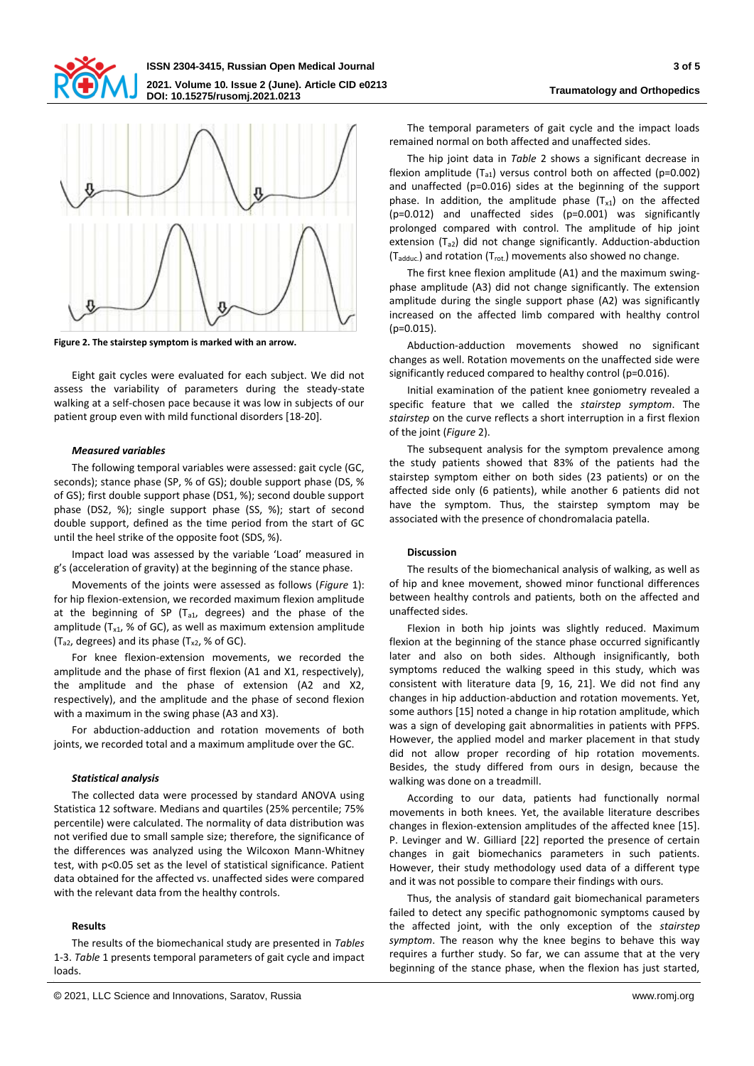Figure 2. The stairstep symptom is marked with an arrow.

Eight gait cycles were evaluated for each subject. We did not assess the variability of parameters during the steady-state walking at a self-chosen pace because it was low in subjects of our patient group even with mild functional disorders [18-20].

#### *Measured variables*

The following temporal variables were assessed: gait cycle (GC, seconds); stance phase (SP, % of GS); double support phase (DS, % of GS); first double support phase (DS1, %); second double support phase (DS2, %); single support phase (SS, %); start of second double support, defined as the time period from the start of GC until the heel strike of the opposite foot (SDS, %).

Impact load was assessed by the variable 'Load' measured in g's (acceleration of gravity) at the beginning of the stance phase.

Movements of the joints were assessed as follows (*Figure* 1): for hip flexion-extension, we recorded maximum flexion amplitude at the beginning of SP ($T_{a1}$, degrees) and the phase of the amplitude ($T_{x1}$, % of GC), as well as maximum extension amplitude ($T_{a2}$, degrees) and its phase ($T_{x2}$, % of GC).

For knee flexion-extension movements, we recorded the amplitude and the phase of first flexion (A1 and X1, respectively), the amplitude and the phase of extension (A2 and X2, respectively), and the amplitude and the phase of second flexion with a maximum in the swing phase (A3 and X3).

For abduction-adduction and rotation movements of both joints, we recorded total and a maximum amplitude over the GC.

#### *Statistical analysis*

The collected data were processed by standard ANOVA using Statistica 12 software. Medians and quartiles (25% percentile; 75% percentile) were calculated. The normality of data distribution was not verified due to small sample size; therefore, the significance of the differences was analyzed using the Wilcoxon Mann-Whitney test, with $p<0.05$ set as the level of statistical significance. Patient data obtained for the affected vs. unaffected sides were compared with the relevant data from the healthy controls.

### Results

The results of the biomechanical study are presented in *Tables* 1-3. *Table* 1 presents temporal parameters of gait cycle and impact loads.

The temporal parameters of gait cycle and the impact loads remained normal on both affected and unaffected sides.

The hip joint data in *Table* 2 shows a significant decrease in flexion amplitude ($T_{a1}$) versus control both on affected ($p=0.002$) and unaffected ($p=0.016$) sides at the beginning of the support phase. In addition, the amplitude phase ($T_{x1}$) on the affected ($p=0.012$) and unaffected sides ($p=0.001$) was significantly prolonged compared with control. The amplitude of hip joint extension ($T_{a2}$) did not change significantly. Adduction-abduction ($T_{adduc.}$) and rotation ($T_{rot.}$) movements also showed no change.

The first knee flexion amplitude (A1) and the maximum swing-phase amplitude (A3) did not change significantly. The extension amplitude during the single support phase (A2) was significantly increased on the affected limb compared with healthy control ($p=0.015$).

Abduction-adduction movements showed no significant changes as well. Rotation movements on the unaffected side were significantly reduced compared to healthy control ($p=0.016$).

Initial examination of the patient knee goniometry revealed a specific feature that we called the *stairstep symptom*. The *stairstep* on the curve reflects a short interruption in a first flexion of the joint (*Figure* 2).

The subsequent analysis for the symptom prevalence among the study patients showed that 83% of the patients had the stairstep symptom either on both sides (23 patients) or on the affected side only (6 patients), while another 6 patients did not have the symptom. Thus, the stairstep symptom may be associated with the presence of chondromalacia patella.

### Discussion

The results of the biomechanical analysis of walking, as well as of hip and knee movement, showed minor functional differences between healthy controls and patients, both on the affected and unaffected sides.

Flexion in both hip joints was slightly reduced. Maximum flexion at the beginning of the stance phase occurred significantly later and also on both sides. Although insignificantly, both symptoms reduced the walking speed in this study, which was consistent with literature data [9, 16, 21]. We did not find any changes in hip adduction-abduction and rotation movements. Yet, some authors [15] noted a change in hip rotation amplitude, which was a sign of developing gait abnormalities in patients with PFPS. However, the applied model and marker placement in that study did not allow proper recording of hip rotation movements. Besides, the study differed from ours in design, because the walking was done on a treadmill.

According to our data, patients had functionally normal movements in both knees. Yet, the available literature describes changes in flexion-extension amplitudes of the affected knee [15]. P. Levinger and W. Gilliard [22] reported the presence of certain changes in gait biomechanics parameters in such patients. However, their study methodology used data of a different type and it was not possible to compare their findings with ours.

Thus, the analysis of standard gait biomechanical parameters failed to detect any specific pathognomonic symptoms caused by the affected joint, with the only exception of the *stairstep symptom*. The reason why the knee begins to behave this way requires a further study. So far, we can assume that at the very beginning of the stance phase, when the flexion has just started,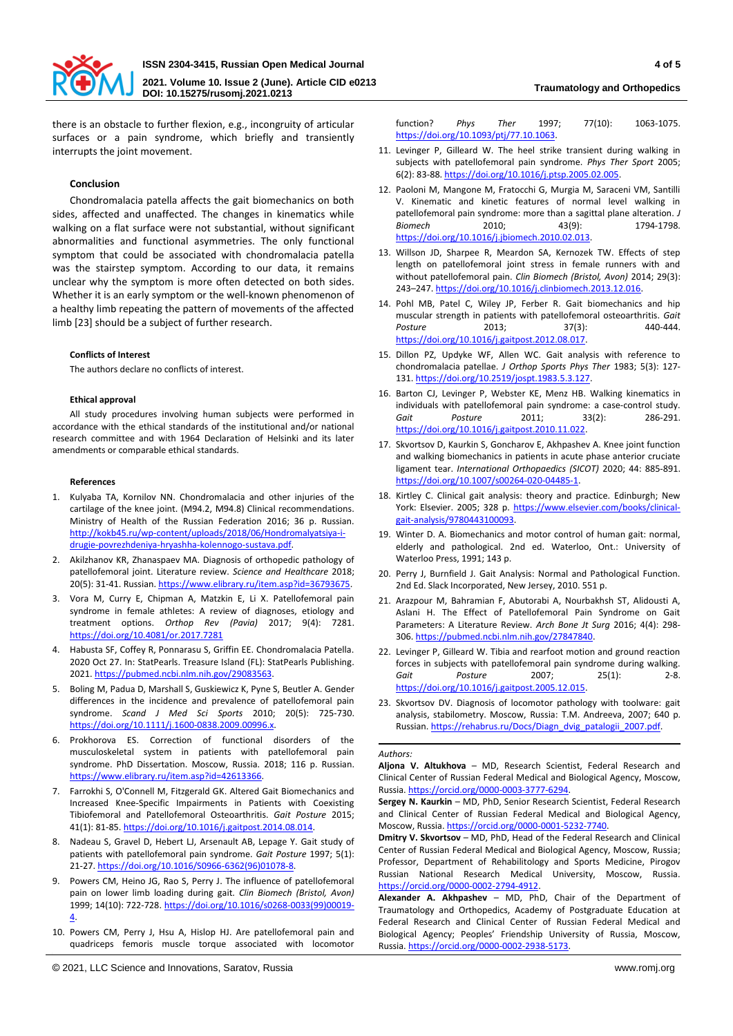there is an obstacle to further flexion, e.g., incongruity of articular surfaces or a pain syndrome, which briefly and transiently interrupts the joint movement.

### Conclusion

Chondromalacia patella affects the gait biomechanics on both sides, affected and unaffected. The changes in kinematics while walking on a flat surface were not substantial, without significant abnormalities and functional asymmetries. The only functional symptom that could be associated with chondromalacia patella was the stairstep symptom. According to our data, it remains unclear why the symptom is more often detected on both sides. Whether it is an early symptom or the well-known phenomenon of a healthy limb repeating the pattern of movements of the affected limb [23] should be a subject of further research.

### Conflicts of Interest

The authors declare no conflicts of interest.

### Ethical approval

All study procedures involving human subjects were performed in accordance with the ethical standards of the institutional and/or national research committee and with 1964 Declaration of Helsinki and its later amendments or comparable ethical standards.

### References

1. Kulyaba TA, Kornilov NN. Chondromalacia and other injuries of the cartilage of the knee joint. (M94.2, M94.8) Clinical recommendations. Ministry of Health of the Russian Federation 2016; 36 p. Russian. http://kokb45.ru/wp-content/uploads/2018/06/Hondromalyatsiya-i-drugie-povrezhdeniya-hryashha-kolennogo-sustava.pdf.
2. Akilzhanov KR, Zhanaspaev MA. Diagnosis of orthopedic pathology of patellofemoral joint. Literature review. *Science and Healthcare* 2018; 20(5): 31-41. Russian. https://www.elibrary.ru/item.asp?id=36793675.
3. Vora M, Curry E, Chipman A, Matzkin E, Li X. Patellofemoral pain syndrome in female athletes: A review of diagnoses, etiology and treatment options. *Orthop Rev (Pavia)* 2017; 9(4): 7281. https://doi.org/10.4081/or.2017.7281
4. Habusta SF, Coffey R, Ponnarasu S, Griffin EE. Chondromalacia Patella. 2020 Oct 27. In: StatPearls. Treasure Island (FL): StatPearls Publishing. 2021. https://pubmed.ncbi.nlm.nih.gov/29083563.
5. Boling M, Padua D, Marshall S, Guskiewicz K, Pyne S, Beutler A. Gender differences in the incidence and prevalence of patellofemoral pain syndrome. *Scand J Med Sci Sports* 2010; 20(5): 725-730. https://doi.org/10.1111/j.1600-0838.2009.00996.x.
6. Prokhorova ES. Correction of functional disorders of the musculoskeletal system in patients with patellofemoral pain syndrome. PhD Dissertation. Moscow, Russia. 2018; 116 p. Russian. https://www.elibrary.ru/item.asp?id=42613366.
7. Farrokhi S, O'Connell M, Fitzgerald GK. Altered Gait Biomechanics and Increased Knee-Specific Impairments in Patients with Coexisting Tibiofemoral and Patellofemoral Osteoarthritis. *Gait Posture* 2015; 41(1): 81-85. https://doi.org/10.1016/j.gaitpost.2014.08.014.
8. Nadeau S, Gravel D, Hebert LJ, Arsenault AB, Lepage Y. Gait study of patients with patellofemoral pain syndrome. *Gait Posture* 1997; 5(1): 21-27. https://doi.org/10.1016/S0966-6362(96)01078-8.
9. Powers CM, Heino JG, Rao S, Perry J. The influence of patellofemoral pain on lower limb loading during gait. *Clin Biomech (Bristol, Avon)* 1999; 14(10): 722-728. https://doi.org/10.1016/s0268-0033(99)00019-4.
10. Powers CM, Perry J, Hsu A, Hislop HJ. Are patellofemoral pain and quadriceps femoris muscle torque associated with locomotor function? *Phys Ther* 1997; 77(10): 1063-1075. https://doi.org/10.1093/ptj/77.10.1063.
11. Levinger P, Gilleard W. The heel strike transient during walking in subjects with patellofemoral pain syndrome. *Phys Ther Sport* 2005; 6(2): 83-88. https://doi.org/10.1016/j.ptsp.2005.02.005.
12. Paoloni M, Mangone M, Fratocchi G, Murgia M, Saraceni VM, Santilli V. Kinematic and kinetic features of normal level walking in patellofemoral pain syndrome: more than a sagittal plane alteration. *J Biomech* 2010; 43(9): 1794-1798. https://doi.org/10.1016/j.jbiomech.2010.02.013.
13. Willson JD, Sharpee R, Meardon SA, Kernozek TW. Effects of step length on patellofemoral joint stress in female runners with and without patellofemoral pain. *Clin Biomech (Bristol, Avon)* 2014; 29(3): 243–247. https://doi.org/10.1016/j.clinbiomech.2013.12.016.
14. Pohl MB, Patel C, Wiley JP, Ferber R. Gait biomechanics and hip muscular strength in patients with patellofemoral osteoarthritis. *Gait Posture* 2013; 37(3): 440-444. https://doi.org/10.1016/j.gaitpost.2012.08.017.
15. Dillon PZ, Updyke WF, Allen WC. Gait analysis with reference to chondromalacia patellae. *J Orthop Sports Phys Ther* 1983; 5(3): 127-131. https://doi.org/10.2519/jospt.1983.5.3.127.
16. Barton CJ, Levinger P, Webster KE, Menz HB. Walking kinematics in individuals with patellofemoral pain syndrome: a case-control study. *Gait Posture* 2011; 33(2): 286-291. https://doi.org/10.1016/j.gaitpost.2010.11.022.
17. Skvortsov D, Kaurkin S, Goncharov E, Akhpashev A. Knee joint function and walking biomechanics in patients in acute phase anterior cruciate ligament tear. *International Orthopaedics (SICOT)* 2020; 44: 885-891. https://doi.org/10.1007/s00264-020-04485-1.
18. Kirtley C. Clinical gait analysis: theory and practice. Edinburgh; New York: Elsevier. 2005; 328 p. https://www.elsevier.com/books/clinical-gait-analysis/9780443100093.
19. Winter D. A. Biomechanics and motor control of human gait: normal, elderly and pathological. 2nd ed. Waterloo, Ont.: University of Waterloo Press, 1991; 143 p.
20. Perry J, Burnfield J. Gait Analysis: Normal and Pathological Function. 2nd Ed. Slack Incorporated, New Jersey, 2010. 551 p.
21. Arazpour M, Bahramian F, Abutorabi A, Nourbakhsh ST, Alidousti A, Aslani H. The Effect of Patellofemoral Pain Syndrome on Gait Parameters: A Literature Review. *Arch Bone Jt Surg* 2016; 4(4): 298-306. https://pubmed.ncbi.nlm.nih.gov/27847840.
22. Levinger P, Gilleard W. Tibia and rearfoot motion and ground reaction forces in subjects with patellofemoral pain syndrome during walking. *Gait Posture* 2007; 25(1): 2-8. https://doi.org/10.1016/j.gaitpost.2005.12.015.
23. Skvortsov DV. Diagnosis of locomotor pathology with toolware: gait analysis, stabilometry. Moscow, Russia: T.M. Andreeva, 2007; 640 p. Russian. https://rehabrus.ru/Docs/Diagn_dvig_patalogii_2007.pdf.

*Authors:*

**Aljona V. Altukhova** – MD, Research Scientist, Federal Research and Clinical Center of Russian Federal Medical and Biological Agency, Moscow, Russia. https://orcid.org/0000-0003-3777-6294.

**Sergey N. Kaurkin** – MD, PhD, Senior Research Scientist, Federal Research and Clinical Center of Russian Federal Medical and Biological Agency, Moscow, Russia. https://orcid.org/0000-0001-5232-7740.

**Dmitry V. Skvortsov** – MD, PhD, Head of the Federal Research and Clinical Center of Russian Federal Medical and Biological Agency, Moscow, Russia; Professor, Department of Rehabilitology and Sports Medicine, Pirogov Russian National Research Medical University, Moscow, Russia. https://orcid.org/0000-0002-2794-4912.

**Alexander A. Akhpashev** – MD, PhD, Chair of the Department of Traumatology and Orthopedics, Academy of Postgraduate Education at Federal Research and Clinical Center of Russian Federal Medical and Biological Agency; Peoples' Friendship University of Russia, Moscow, Russia. https://orcid.org/0000-0002-2938-5173.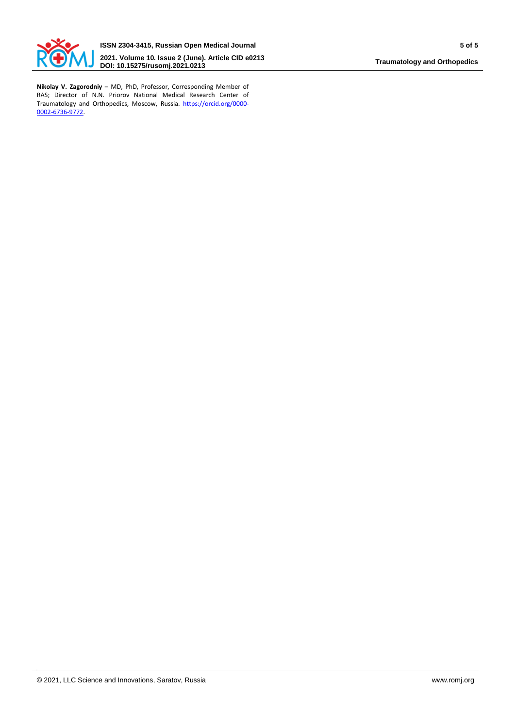**Nikolay V. Zagorodniy** – MD, PhD, Professor, Corresponding Member of RAS; Director of N.N. Priorov National Medical Research Center of Traumatology and Orthopedics, Moscow, Russia. https://orcid.org/0000-0002-6736-9772.